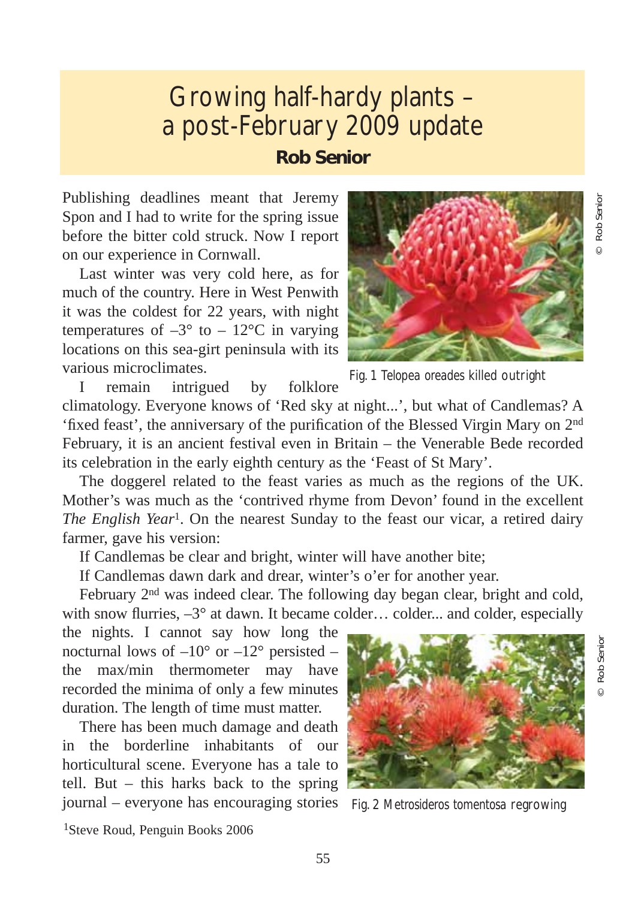# Growing half-hardy plants – a post-February 2009 update

**Rob Senior**

Publishing deadlines meant that Jeremy Spon and I had to write for the spring issue before the bitter cold struck. Now I report on our experience in Cornwall.

Last winter was very cold here, as for much of the country. Here in West Penwith it was the coldest for 22 years, with night temperatures of –3° to – 12°C in varying locations on this sea-girt peninsula with its various microclimates.

Fig. 1 Telopea oreades killed outright

© Rob Senior

I remain intrigued by folklore climatology. Everyone knows of 'Red sky at night...', but what of Candlemas? A 'fixed feast', the anniversary of the purification of the Blessed Virgin Mary on 2nd February, it is an ancient festival even in Britain – the Venerable Bede recorded its celebration in the early eighth century as the 'Feast of St Mary'.

The doggerel related to the feast varies as much as the regions of the UK. Mother's was much as the 'contrived rhyme from Devon' found in the excellent *The English Year*[1]. On the nearest Sunday to the feast our vicar, a retired dairy farmer, gave his version:

If Candlemas be clear and bright, winter will have another bite;

If Candlemas dawn dark and drear, winter's o'er for another year.

February 2nd was indeed clear. The following day began clear, bright and cold, with snow flurries, –3° at dawn. It became colder… colder... and colder, especially the nights. I cannot say how long the nocturnal lows of –10° or –12° persisted – the max/min thermometer may have recorded the minima of only a few minutes duration. The length of time must matter.

There has been much damage and death in the borderline inhabitants of our horticultural scene. Everyone has a tale to tell. But – this harks back to the spring journal – everyone has encouraging stories

Fig. 2 Metrosideros tomentosa regrowing

© Rob Senior

[1]Steve Roud, Penguin Books 2006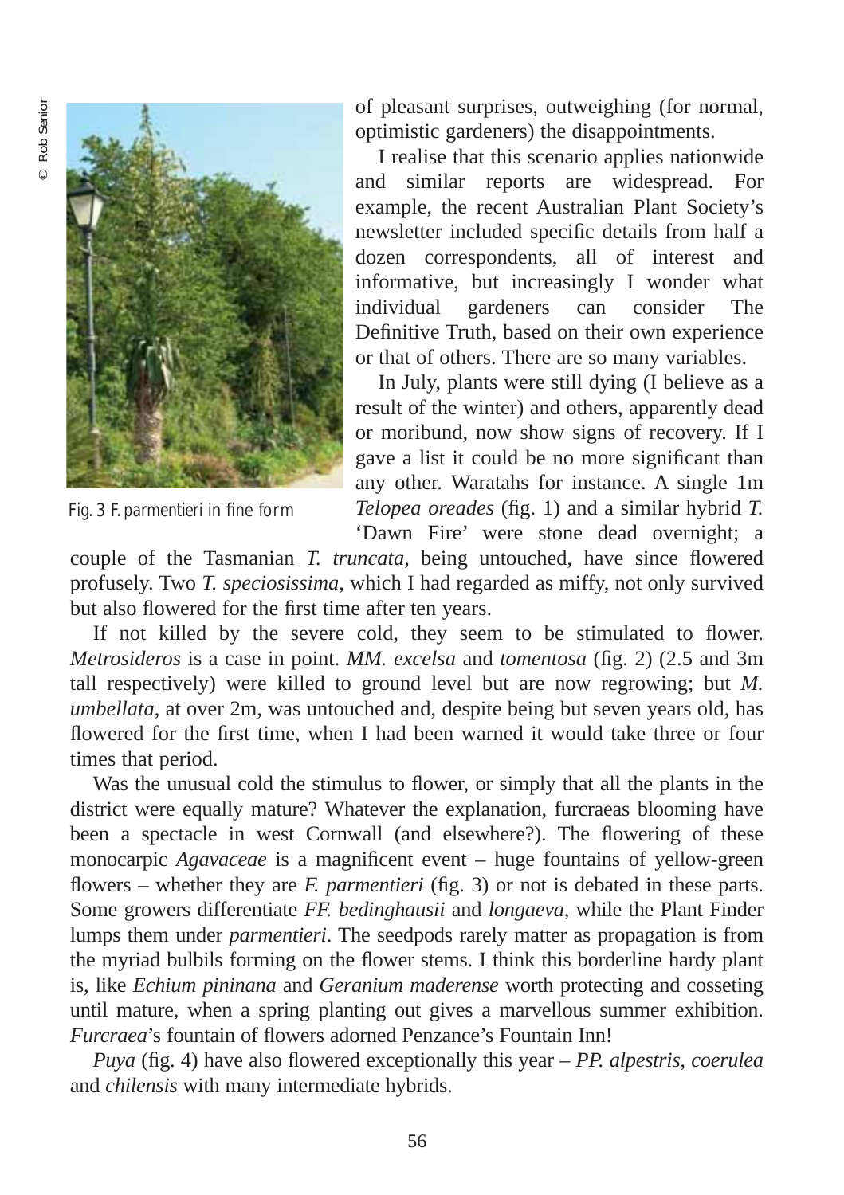of pleasant surprises, outweighing (for normal, optimistic gardeners) the disappointments.

I realise that this scenario applies nationwide and similar reports are widespread. For example, the recent Australian Plant Society's newsletter included specific details from half a dozen correspondents, all of interest and informative, but increasingly I wonder what individual gardeners can consider The Definitive Truth, based on their own experience or that of others. There are so many variables.

In July, plants were still dying (I believe as a result of the winter) and others, apparently dead or moribund, now show signs of recovery. If I gave a list it could be no more significant than any other. Waratahs for instance. A single 1m *Telopea oreades* (fig. 1) and a similar hybrid *T.* 'Dawn Fire' were stone dead overnight; a couple of the Tasmanian *T. truncata*, being untouched, have since flowered profusely. Two *T. speciosissima*, which I had regarded as miffy, not only survived but also flowered for the first time after ten years.

Fig. 3 F. parmentieri in fine form

© Rob Senior

If not killed by the severe cold, they seem to be stimulated to flower. *Metrosideros* is a case in point. *MM. excelsa* and *tomentosa* (fig. 2) (2.5 and 3m tall respectively) were killed to ground level but are now regrowing; but *M. umbellata*, at over 2m, was untouched and, despite being but seven years old, has flowered for the first time, when I had been warned it would take three or four times that period.

Was the unusual cold the stimulus to flower, or simply that all the plants in the district were equally mature? Whatever the explanation, furcraeas blooming have been a spectacle in west Cornwall (and elsewhere?). The flowering of these monocarpic *Agavaceae* is a magnificent event – huge fountains of yellow-green flowers – whether they are *F. parmentieri* (fig. 3) or not is debated in these parts. Some growers differentiate *FF. bedinghausii* and *longaeva*, while the Plant Finder lumps them under *parmentieri*. The seedpods rarely matter as propagation is from the myriad bulbils forming on the flower stems. I think this borderline hardy plant is, like *Echium pininana* and *Geranium maderense* worth protecting and cosseting until mature, when a spring planting out gives a marvellous summer exhibition. *Furcraea*'s fountain of flowers adorned Penzance's Fountain Inn!

*Puya* (fig. 4) have also flowered exceptionally this year – *PP. alpestris*, *coerulea* and *chilensis* with many intermediate hybrids.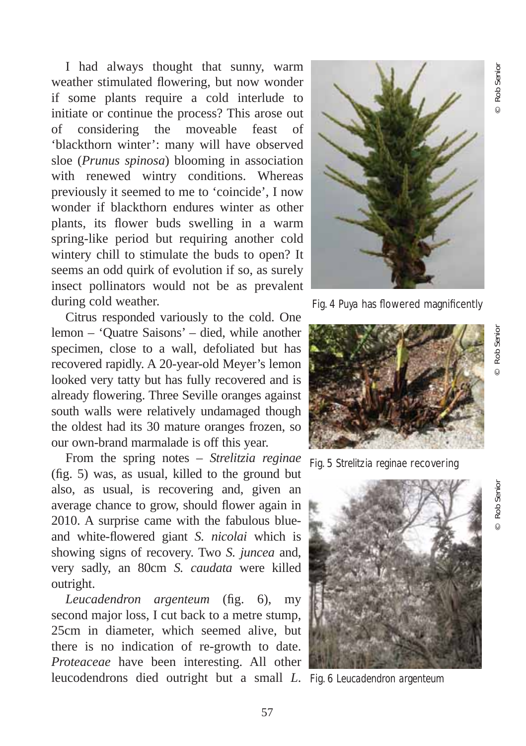I had always thought that sunny, warm weather stimulated flowering, but now wonder if some plants require a cold interlude to initiate or continue the process? This arose out of considering the moveable feast of 'blackthorn winter': many will have observed sloe (*Prunus spinosa*) blooming in association with renewed wintry conditions. Whereas previously it seemed to me to 'coincide', I now wonder if blackthorn endures winter as other plants, its flower buds swelling in a warm spring-like period but requiring another cold wintery chill to stimulate the buds to open? It seems an odd quirk of evolution if so, as surely insect pollinators would not be as prevalent during cold weather.

Citrus responded variously to the cold. One lemon – 'Quatre Saisons' – died, while another specimen, close to a wall, defoliated but has recovered rapidly. A 20-year-old Meyer's lemon looked very tatty but has fully recovered and is already flowering. Three Seville oranges against south walls were relatively undamaged though the oldest had its 30 mature oranges frozen, so our own-brand marmalade is off this year.

From the spring notes – *Strelitzia reginae* (fig. 5) was, as usual, killed to the ground but also, as usual, is recovering and, given an average chance to grow, should flower again in 2010. A surprise came with the fabulous blue- and white-flowered giant *S. nicolai* which is showing signs of recovery. Two *S. juncea* and, very sadly, an 80cm *S. caudata* were killed outright.

*Leucadendron argenteum* (fig. 6), my second major loss, I cut back to a metre stump, 25cm in diameter, which seemed alive, but there is no indication of re-growth to date. *Proteaceae* have been interesting. All other leucodendrons died outright but a small *L.*

Fig. 4 Puya has flowered magnificently

© Rob Senior

Fig. 5 *Strelitzia reginae* recovering

© Rob Senior

Fig. 6 *Leucadendron argenteum*

© Rob Senior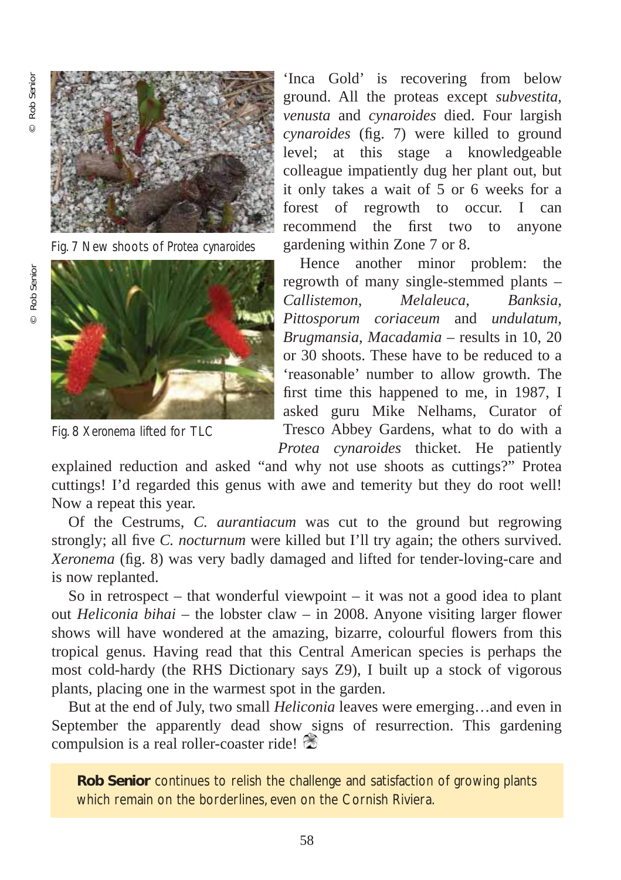Fig. 7 New shoots of Protea cynaroides

Fig. 8 Xeronema lifted for TLC

'Inca Gold' is recovering from below ground. All the proteas except *subvestita*, *venusta* and *cynaroides* died. Four largish *cynaroides* (fig. 7) were killed to ground level; at this stage a knowledgeable colleague impatiently dug her plant out, but it only takes a wait of 5 or 6 weeks for a forest of regrowth to occur. I can recommend the first two to anyone gardening within Zone 7 or 8.

Hence another minor problem: the regrowth of many single-stemmed plants – *Callistemon*, *Melaleuca*, *Banksia*, *Pittosporum coriaceum* and *undulatum*, *Brugmansia*, *Macadamia* – results in 10, 20 or 30 shoots. These have to be reduced to a 'reasonable' number to allow growth. The first time this happened to me, in 1987, I asked guru Mike Nelhams, Curator of Tresco Abbey Gardens, what to do with a *Protea cynaroides* thicket. He patiently explained reduction and asked "and why not use shoots as cuttings?" Protea cuttings! I'd regarded this genus with awe and temerity but they do root well! Now a repeat this year.

Of the Cestrums, *C. aurantiacum* was cut to the ground but regrowing strongly; all five *C. nocturnum* were killed but I'll try again; the others survived. *Xeronema* (fig. 8) was very badly damaged and lifted for tender-loving-care and is now replanted.

So in retrospect – that wonderful viewpoint – it was not a good idea to plant out *Heliconia bihai* – the lobster claw – in 2008. Anyone visiting larger flower shows will have wondered at the amazing, bizarre, colourful flowers from this tropical genus. Having read that this Central American species is perhaps the most cold-hardy (the RHS Dictionary says Z9), I built up a stock of vigorous plants, placing one in the warmest spot in the garden.

But at the end of July, two small *Heliconia* leaves were emerging…and even in September the apparently dead show signs of resurrection. This gardening compulsion is a real roller-coaster ride!

**Rob Senior** continues to relish the challenge and satisfaction of growing plants which remain on the borderlines, even on the Cornish Riviera.